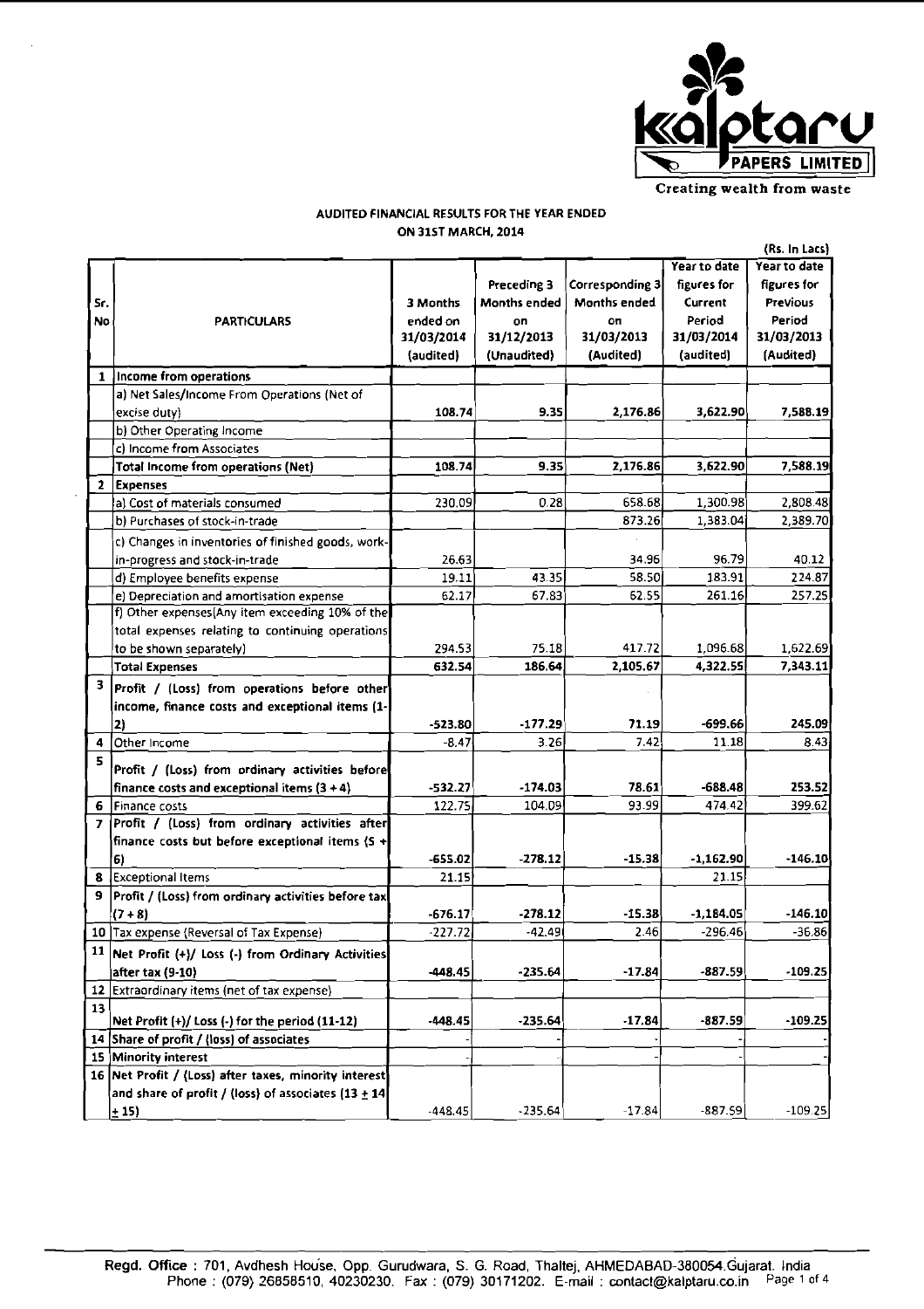kalptaru PAPERS LIMITED

Creating wealth from waste

## AUDITED FINANCIAL RESULTS FOR THE YEAR ENDED ON 31ST MARCH, 2014

(Rs. In Lacs)

| Sr. No | PARTICULARS | 3 Months ended on 31/03/2014 (audited) | Preceding 3 Months ended on 31/12/2013 (Unaudited) | Corresponding 3 Months ended on 31/03/2013 (Audited) | Year to date figures for Current Period 31/03/2014 (audited) | Year to date figures for Previous Period 31/03/2013 (Audited) |
|---|---|---|---|---|---|---|
| 1 | **Income from operations** | | | | | |
| | a) Net Sales/Income From Operations (Net of excise duty) | 108.74 | 9.35 | 2,176.86 | 3,622.90 | 7,588.19 |
| | b) Other Operating Income | | | | | |
| | c) Income from Associates | | | | | |
| | **Total Income from operations (Net)** | 108.74 | 9.35 | 2,176.86 | 3,622.90 | 7,588.19 |
| 2 | **Expenses** | | | | | |
| | a) Cost of materials consumed | 230.09 | 0.28 | 658.68 | 1,300.98 | 2,808.48 |
| | b) Purchases of stock-in-trade | | | 873.26 | 1,383.04 | 2,389.70 |
| | c) Changes in inventories of finished goods, work-in-progress and stock-in-trade | 26.63 | | 34.96 | 96.79 | 40.12 |
| | d) Employee benefits expense | 19.11 | 43.35 | 58.50 | 183.91 | 224.87 |
| | e) Depreciation and amortisation expense | 62.17 | 67.83 | 62.55 | 261.16 | 257.25 |
| | f) Other expenses(Any item exceeding 10% of the total expenses relating to continuing operations to be shown separately) | 294.53 | 75.18 | 417.72 | 1,096.68 | 1,622.69 |
| | **Total Expenses** | 632.54 | 186.64 | 2,105.67 | 4,322.55 | 7,343.11 |
| 3 | **Profit / (Loss) from operations before other income, finance costs and exceptional items (1-2)** | -523.80 | -177.29 | 71.19 | -699.66 | 245.09 |
| 4 | Other Income | -8.47 | 3.26 | 7.42 | 11.18 | 8.43 |
| 5 | **Profit / (Loss) from ordinary activities before finance costs and exceptional items (3 + 4)** | -532.27 | -174.03 | 78.61 | -688.48 | 253.52 |
| 6 | Finance costs | 122.75 | 104.09 | 93.99 | 474.42 | 399.62 |
| 7 | **Profit / (Loss) from ordinary activities after finance costs but before exceptional items (5 + 6)** | -655.02 | -278.12 | -15.38 | -1,162.90 | -146.10 |
| 8 | Exceptional Items | 21.15 | | | 21.15 | |
| 9 | **Profit / (Loss) from ordinary activities before tax (7 + 8)** | -676.17 | -278.12 | -15.38 | -1,184.05 | -146.10 |
| 10 | Tax expense (Reversal of Tax Expense) | -227.72 | -42.49 | 2.46 | -296.46 | -36.86 |
| 11 | **Net Profit (+)/ Loss (-) from Ordinary Activities after tax (9-10)** | -448.45 | -235.64 | -17.84 | -887.59 | -109.25 |
| 12 | Extraordinary items (net of tax expense) | | | | | |
| 13 | **Net Profit (+)/ Loss (-) for the period (11-12)** | -448.45 | -235.64 | -17.84 | -887.59 | -109.25 |
| 14 | **Share of profit / (loss) of associates** | - | - | - | - | - |
| 15 | **Minority interest** | - | - | - | - | - |
| 16 | **Net Profit / (Loss) after taxes, minority interest and share of profit / (loss) of associates (13 ± 14 ± 15)** | -448.45 | -235.64 | -17.84 | -887.59 | -109.25 |

Regd. Office : 701, Avdhesh House, Opp. Gurudwara, S. G. Road, Thaltej, AHMEDABAD-380054.Gujarat. India
Phone : (079) 26858510, 40230230. Fax : (079) 30171202. E-mail : contact@kalptaru.co.in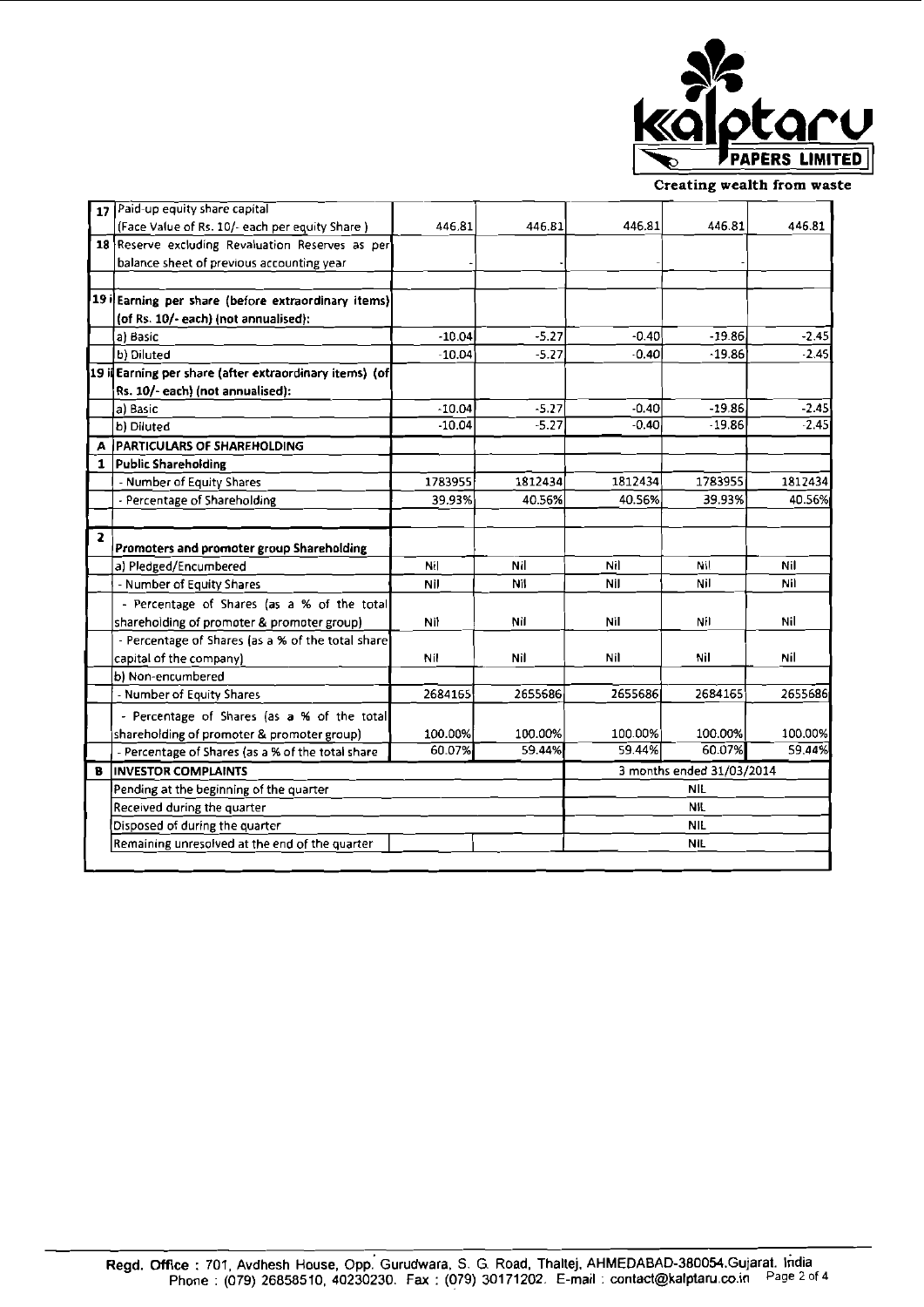Kalptaru PAPERS LIMITED

Creating wealth from waste

| | | | | | | |
|---|---|---|---|---|---|---|
| 17 | Paid-up equity share capital (Face Value of Rs. 10/- each per equity Share ) | 446.81 | 446.81 | 446.81 | 446.81 | 446.81 |
| 18 | Reserve excluding Revaluation Reserves as per balance sheet of previous accounting year | - | - | - | - | |
| | | | | | | |
| 19 i | Earning per share (before extraordinary items) (of Rs. 10/- each) (not annualised): | | | | | |
| | a) Basic | -10.04 | -5.27 | -0.40 | -19.86 | -2.45 |
| | b) Diluted | -10.04 | -5.27 | -0.40 | -19.86 | -2.45 |
| 19 ii | Earning per share (after extraordinary items) (of Rs. 10/- each) (not annualised): | | | | | |
| | a) Basic | -10.04 | -5.27 | -0.40 | -19.86 | -2.45 |
| | b) Diluted | -10.04 | -5.27 | -0.40 | -19.86 | -2.45 |
| A | PARTICULARS OF SHAREHOLDING | | | | | |
| 1 | Public Shareholding | | | | | |
| | - Number of Equity Shares | 1783955 | 1812434 | 1812434 | 1783955 | 1812434 |
| | - Percentage of Shareholding | 39.93% | 40.56% | 40.56% | 39.93% | 40.56% |
| | | | | | | |
| 2 | Promoters and promoter group Shareholding | | | | | |
| | a) Pledged/Encumbered | Nil | Nil | Nil | Nil | Nil |
| | - Number of Equity Shares | Nil | Nil | Nil | Nil | Nil |
| | - Percentage of Shares (as a % of the total shareholding of promoter & promoter group) | Nil | Nil | Nil | Nil | Nil |
| | - Percentage of Shares (as a % of the total share capital of the company) | Nil | Nil | Nil | Nil | Nil |
| | b) Non-encumbered | | | | | |
| | - Number of Equity Shares | 2684165 | 2655686 | 2655686 | 2684165 | 2655686 |
| | - Percentage of Shares (as a % of the total shareholding of promoter & promoter group) | 100.00% | 100.00% | 100.00% | 100.00% | 100.00% |
| | - Percentage of Shares (as a % of the total share | 60.07% | 59.44% | 59.44% | 60.07% | 59.44% |
| B | INVESTOR COMPLAINTS | | | 3 months ended 31/03/2014 | | |
| | Pending at the beginning of the quarter | | | NIL | | |
| | Received during the quarter | | | NIL | | |
| | Disposed of during the quarter | | | NIL | | |
| | Remaining unresolved at the end of the quarter | | | NIL | | |

**Regd. Office** : 701, Avdhesh House, Opp. Gurudwara, S. G. Road, Thaltej, AHMEDABAD-380054.Gujarat. India
Phone : (079) 26858510, 40230230. Fax : (079) 30171202. E-mail : contact@kalptaru.co.in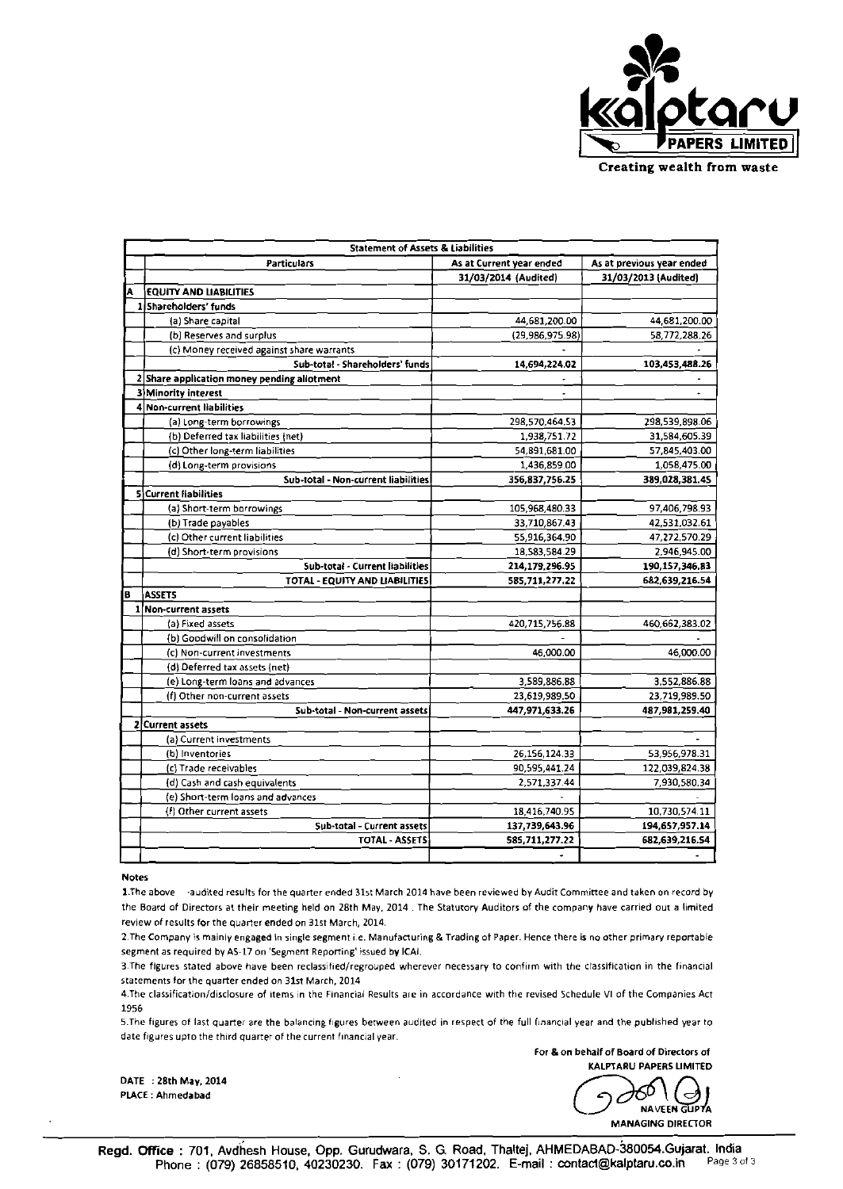Creating wealth from waste

| | Statement of Assets & Liabilities | | |
|---|---|---|---|
| | **Particulars** | **As at Current year ended** | **As at previous year ended** |
| | | **31/03/2014 (Audited)** | **31/03/2013 (Audited)** |
| **A** | **EQUITY AND LIABILITIES** | | |
| **1** | **Shareholders' funds** | | |
| | (a) Share capital | 44,681,200.00 | 44,681,200.00 |
| | (b) Reserves and surplus | (29,986,975.98) | 58,772,288.26 |
| | (c) Money received against share warrants | - | - |
| | **Sub-total - Shareholders' funds** | **14,694,224.02** | **103,453,488.26** |
| **2** | **Share application money pending allotment** | - | - |
| **3** | **Minority interest** | - | - |
| **4** | **Non-current liabilities** | | |
| | (a) Long-term borrowings | 298,570,464.53 | 298,539,898.06 |
| | (b) Deferred tax liabilities (net) | 1,938,751.72 | 31,584,605.39 |
| | (c) Other long-term liabilities | 54,891,681.00 | 57,845,403.00 |
| | (d) Long-term provisions | 1,436,859.00 | 1,058,475.00 |
| | **Sub-total - Non-current liabilities** | **356,837,756.25** | **389,028,381.45** |
| **5** | **Current liabilities** | | |
| | (a) Short-term borrowings | 105,968,480.33 | 97,406,798.93 |
| | (b) Trade payables | 33,710,867.43 | 42,531,032.61 |
| | (c) Other current liabilities | 55,916,364.90 | 47,272,570.29 |
| | (d) Short-term provisions | 18,583,584.29 | 2,946,945.00 |
| | **Sub-total - Current liabilities** | **214,179,296.95** | **190,157,346.83** |
| | **TOTAL - EQUITY AND LIABILITIES** | **585,711,277.22** | **682,639,216.54** |
| **B** | **ASSETS** | | |
| **1** | **Non-current assets** | | |
| | (a) Fixed assets | 420,715,756.88 | 460,662,383.02 |
| | (b) Goodwill on consolidation | - | - |
| | (c) Non-current investments | 46,000.00 | 46,000.00 |
| | (d) Deferred tax assets (net) | | |
| | (e) Long-term loans and advances | 3,589,886.88 | 3,552,886.88 |
| | (f) Other non-current assets | 23,619,989.50 | 23,719,989.50 |
| | **Sub-total - Non-current assets** | **447,971,633.26** | **487,981,259.40** |
| **2** | **Current assets** | | |
| | (a) Current investments | | - |
| | (b) Inventories | 26,156,124.33 | 53,956,978.31 |
| | (c) Trade receivables | 90,595,441.24 | 122,039,824.38 |
| | (d) Cash and cash equivalents | 2,571,337.44 | 7,930,580.34 |
| | (e) Short-term loans and advances | - | - |
| | (f) Other current assets | 18,416,740.95 | 10,730,574.11 |
| | **Sub-total - Current assets** | **137,739,643.96** | **194,657,957.14** |
| | **TOTAL - ASSETS** | **585,711,277.22** | **682,639,216.54** |
| | | - | - |

**Notes**

1.The above audited results for the quarter ended 31st March 2014 have been reviewed by Audit Committee and taken on record by the Board of Directors at their meeting held on 28th May, 2014 . The Statutory Auditors of the company have carried out a limited review of results for the quarter ended on 31st March, 2014.

2.The Company is mainly engaged in single segment i.e. Manufacturing & Trading of Paper. Hence there is no other primary reportable segment as required by AS-17 on 'Segment Reporting' issued by ICAI.

3.The figures stated above have been reclassified/regrouped wherever necessary to confirm with the classification in the financial statements for the quarter ended on 31st March, 2014

4.The classification/disclosure of items in the Financial Results are in accordance with the revised Schedule VI of the Companies Act 1956

5.The figures of last quarter are the balancing figures between audited in respect of the full financial year and the published year to date figures upto the third quarter of the current financial year.

For & on behalf of Board of Directors of
**KALPTARU PAPERS LIMITED**

DATE : 28th May, 2014
PLACE : Ahmedabad

**NAVEEN GUPTA**
**MANAGING DIRECTOR**

**Regd. Office :** 701, Avdhesh House, Opp. Gurudwara, S. G. Road, Thaltej, AHMEDABAD-380054.Gujarat. India
Phone : (079) 26858510, 40230230. Fax : (079) 30171202. E-mail : contact@kalptaru.co.in